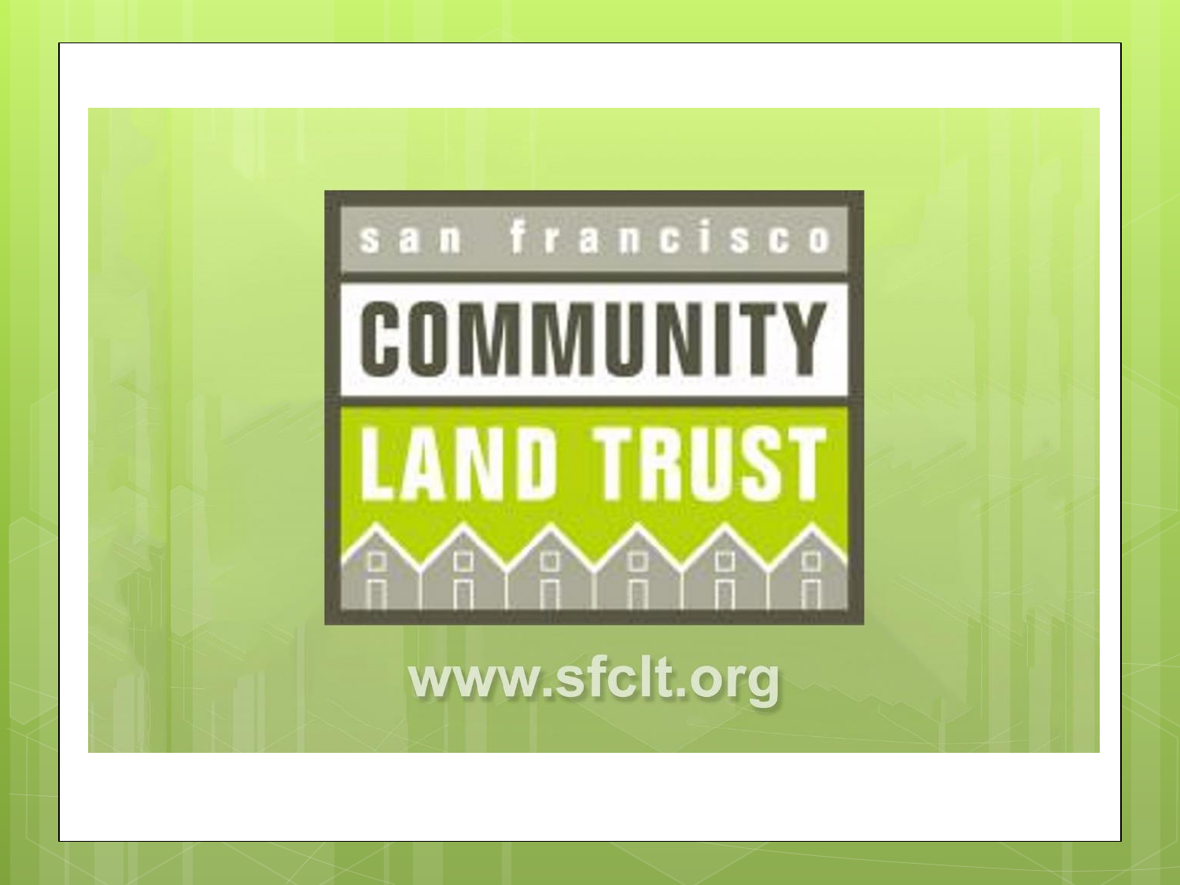san francisco

# COMMUNITY LAND TRUST

www.sfclt.org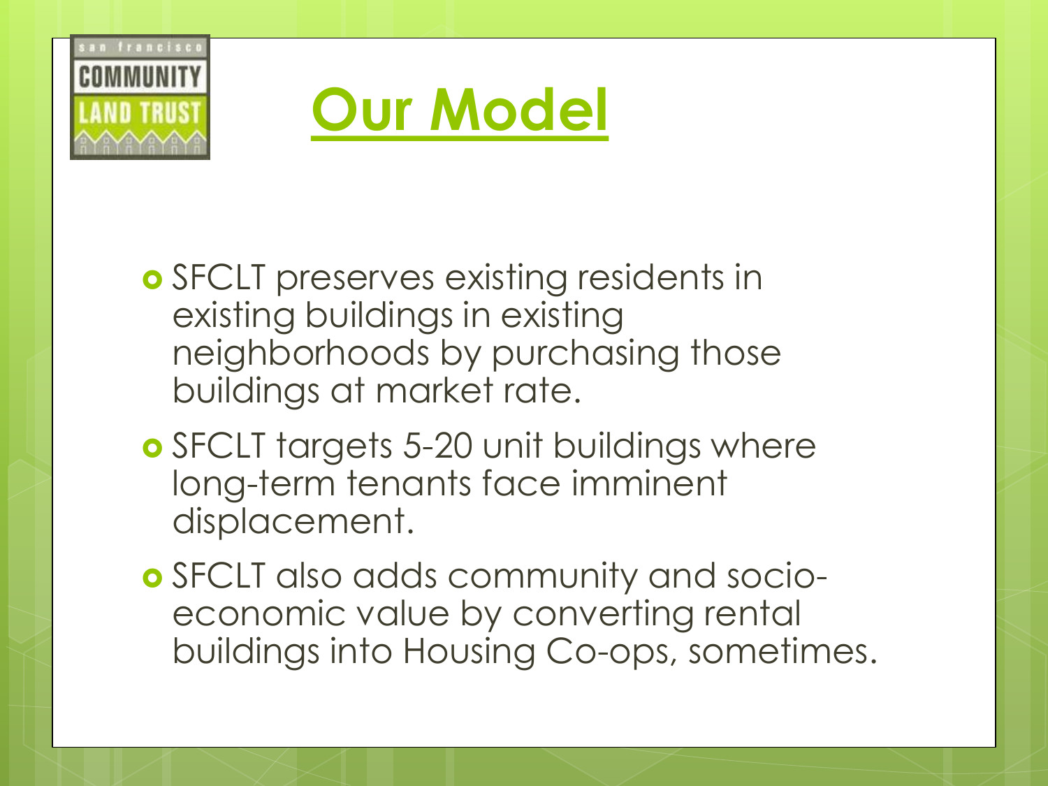# Our Model

- SFCLT preserves existing residents in existing buildings in existing neighborhoods by purchasing those buildings at market rate.
- SFCLT targets 5-20 unit buildings where long-term tenants face imminent displacement.
- SFCLT also adds community and socio-economic value by converting rental buildings into Housing Co-ops, sometimes.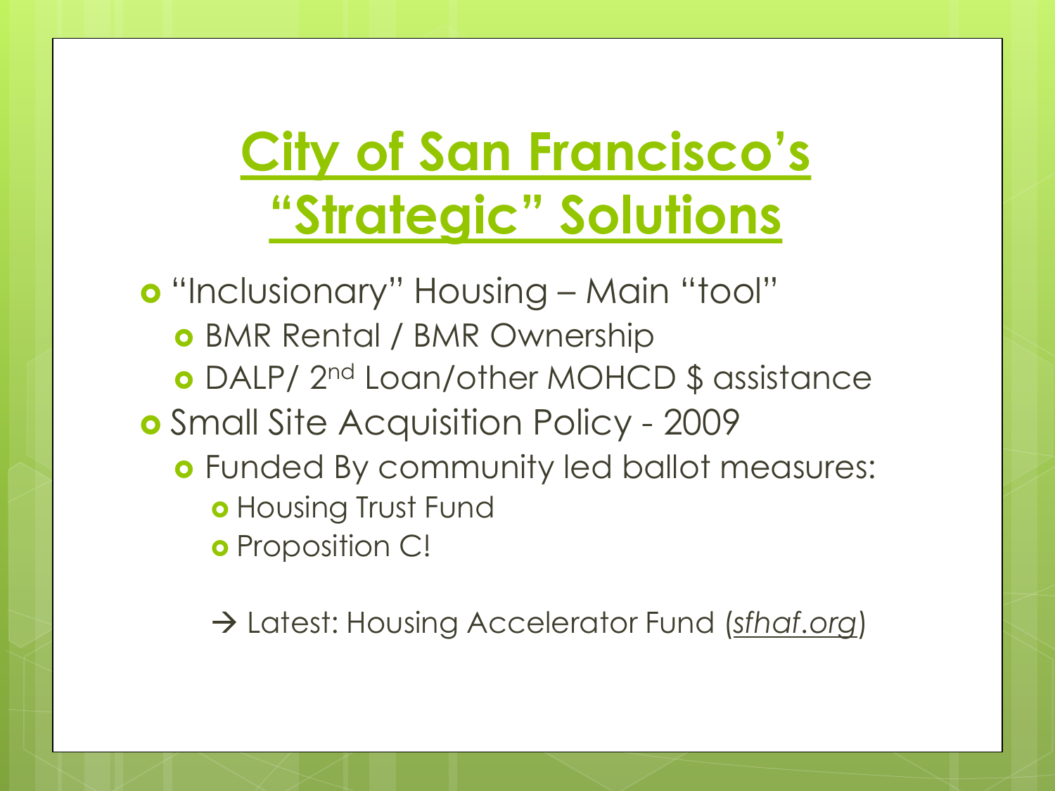# City of San Francisco's "Strategic" Solutions

- "Inclusionary" Housing – Main "tool"
  - BMR Rental / BMR Ownership
  - DALP/ 2nd Loan/other MOHCD $ assistance
- Small Site Acquisition Policy - 2009
  - Funded By community led ballot measures:
    - Housing Trust Fund
    - Proposition C!

→ Latest: Housing Accelerator Fund (*sfhaf.org*)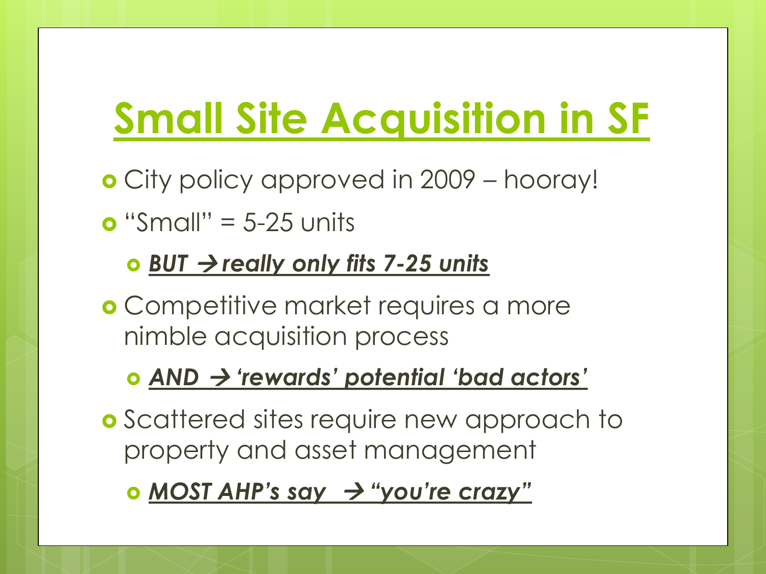# Small Site Acquisition in SF

- City policy approved in 2009 – hooray!
- "Small" = 5-25 units
  - ***BUT → really only fits 7-25 units***
- Competitive market requires a more nimble acquisition process
  - ***AND → 'rewards' potential 'bad actors'***
- Scattered sites require new approach to property and asset management
  - ***MOST AHP's say → "you're crazy"***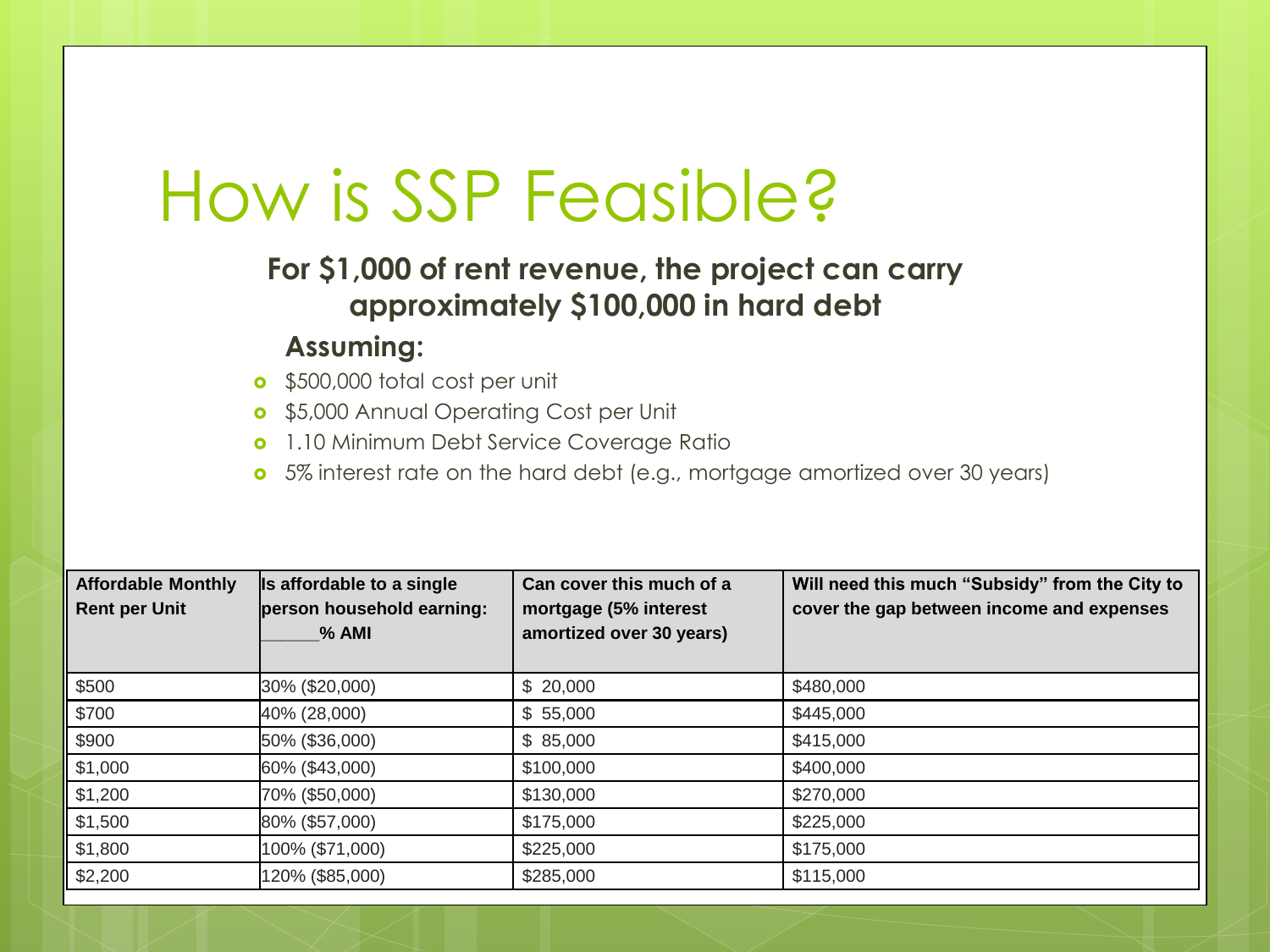# How is SSP Feasible?

**For $1,000 of rent revenue, the project can carry approximately $100,000 in hard debt**

**Assuming:**

- $500,000 total cost per unit
- $5,000 Annual Operating Cost per Unit
- 1.10 Minimum Debt Service Coverage Ratio
- 5% interest rate on the hard debt (e.g., mortgage amortized over 30 years)

| Affordable Monthly Rent per Unit | Is affordable to a single person household earning: ______% AMI | Can cover this much of a mortgage (5% interest amortized over 30 years) | Will need this much "Subsidy" from the City to cover the gap between income and expenses |
|---|---|---|---|
| $500 | 30% ($20,000) | $ 20,000 | $480,000 |
| $700 | 40% (28,000) | $ 55,000 | $445,000 |
| $900 | 50% ($36,000) | $ 85,000 | $415,000 |
| $1,000 | 60% ($43,000) | $100,000 | $400,000 |
| $1,200 | 70% ($50,000) | $130,000 | $270,000 |
| $1,500 | 80% ($57,000) | $175,000 | $225,000 |
| $1,800 | 100% ($71,000) | $225,000 | $175,000 |
| $2,200 | 120% ($85,000) | $285,000 | $115,000 |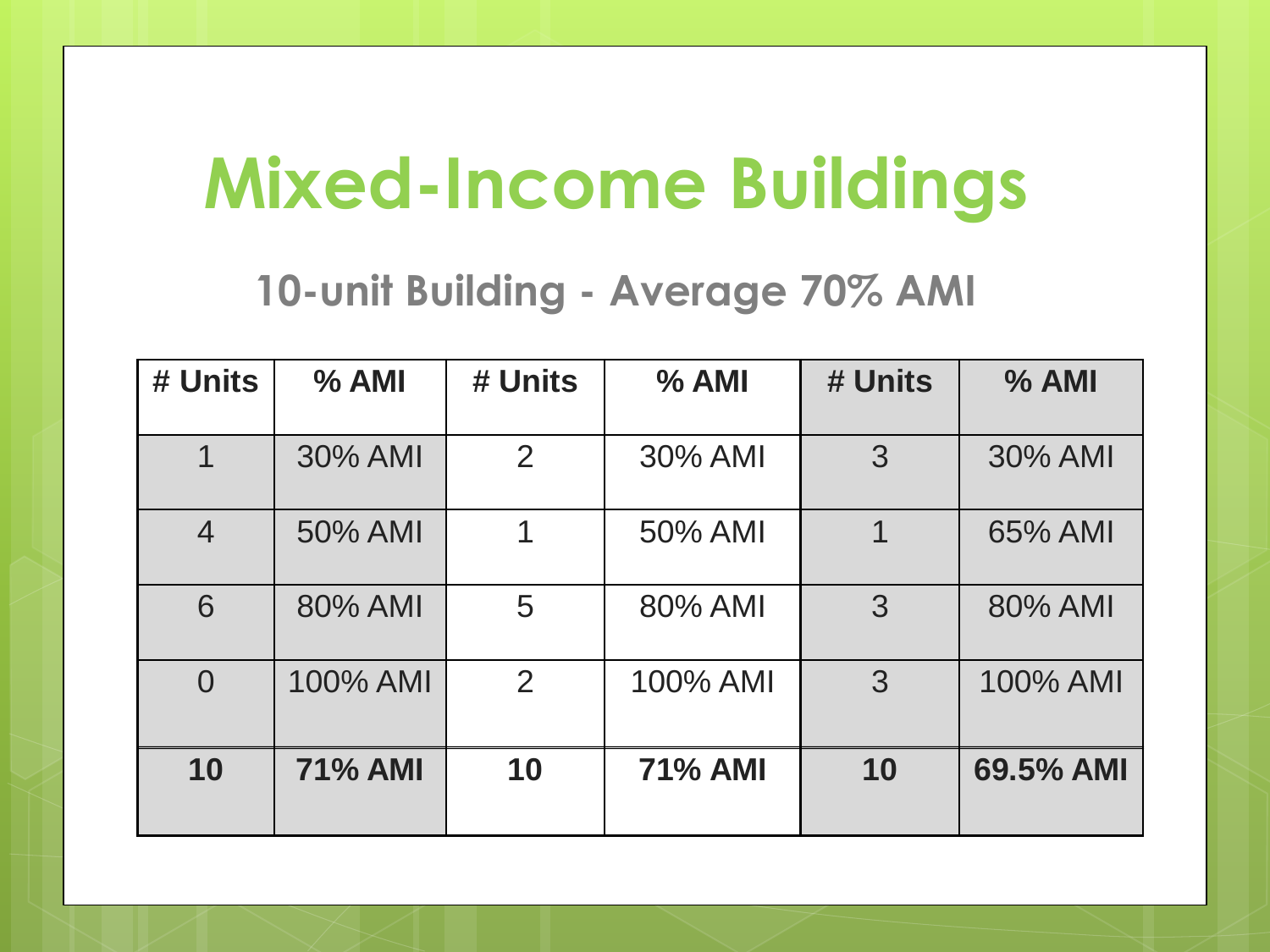# Mixed-Income Buildings

## 10-unit Building - Average 70% AMI

| # Units | % AMI | # Units | % AMI | # Units | % AMI |
|---|---|---|---|---|---|
| 1 | 30% AMI | 2 | 30% AMI | 3 | 30% AMI |
| 4 | 50% AMI | 1 | 50% AMI | 1 | 65% AMI |
| 6 | 80% AMI | 5 | 80% AMI | 3 | 80% AMI |
| 0 | 100% AMI | 2 | 100% AMI | 3 | 100% AMI |
| **10** | **71% AMI** | **10** | **71% AMI** | **10** | **69.5% AMI** |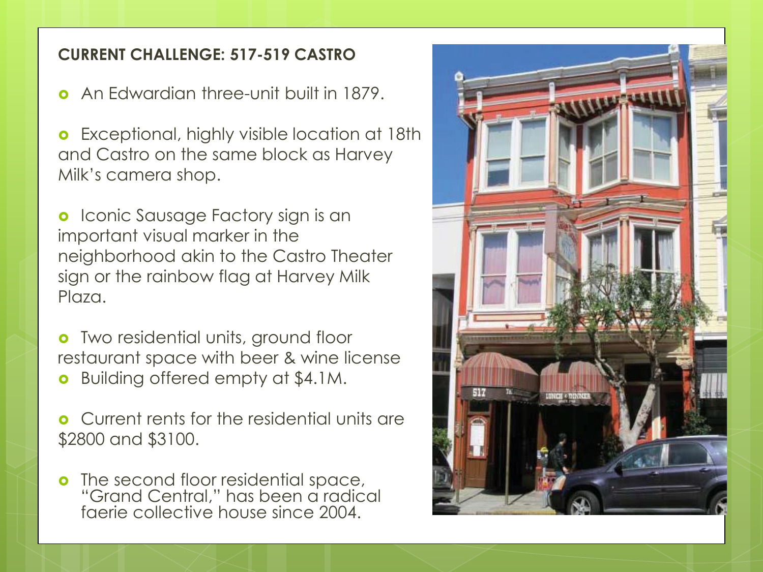## CURRENT CHALLENGE: 517-519 CASTRO

- An Edwardian three-unit built in 1879.
- Exceptional, highly visible location at 18th and Castro on the same block as Harvey Milk's camera shop.
- Iconic Sausage Factory sign is an important visual marker in the neighborhood akin to the Castro Theater sign or the rainbow flag at Harvey Milk Plaza.
- Two residential units, ground floor restaurant space with beer & wine license
- Building offered empty at $4.1M.
- Current rents for the residential units are $2800 and $3100.
- The second floor residential space, "Grand Central," has been a radical faerie collective house since 2004.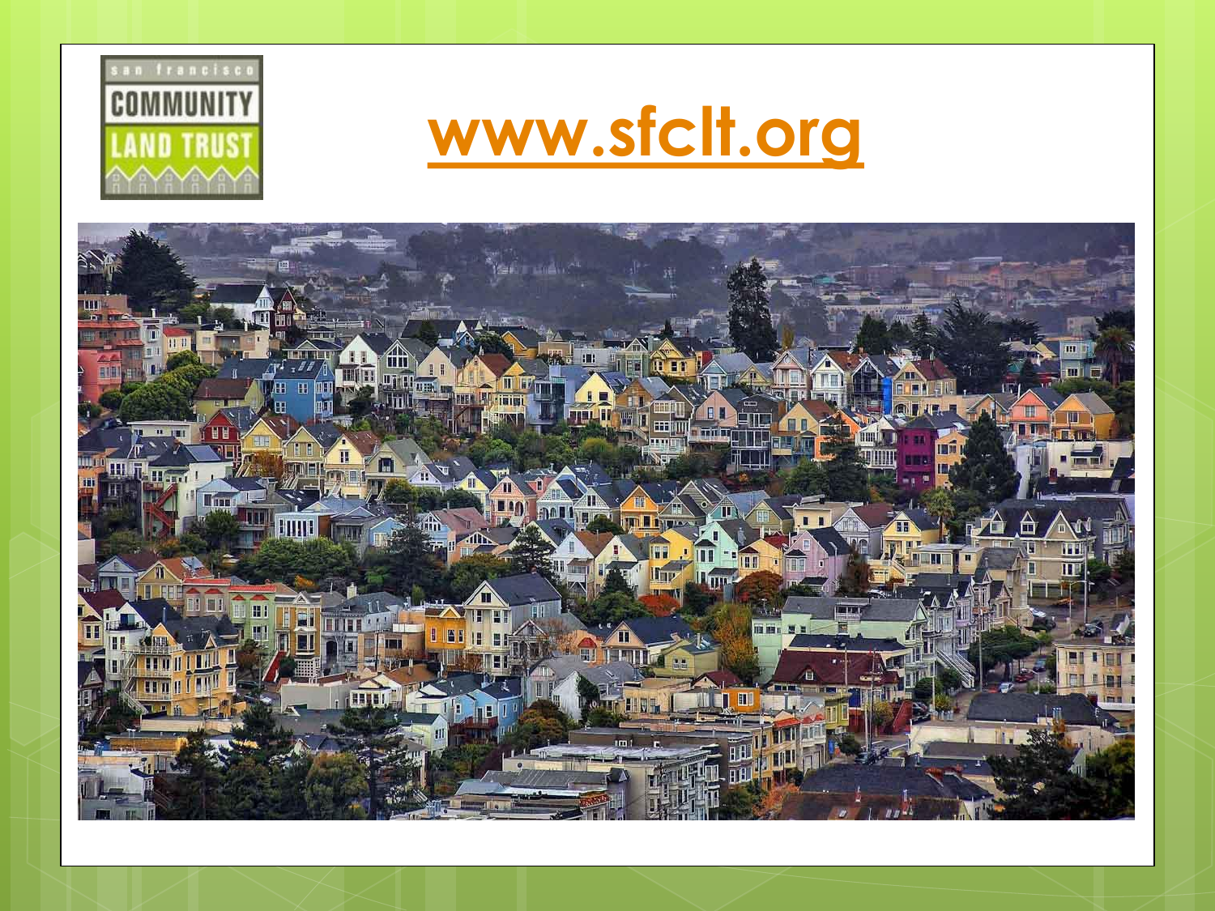san francisco COMMUNITY LAND TRUST

# www.sfclt.org